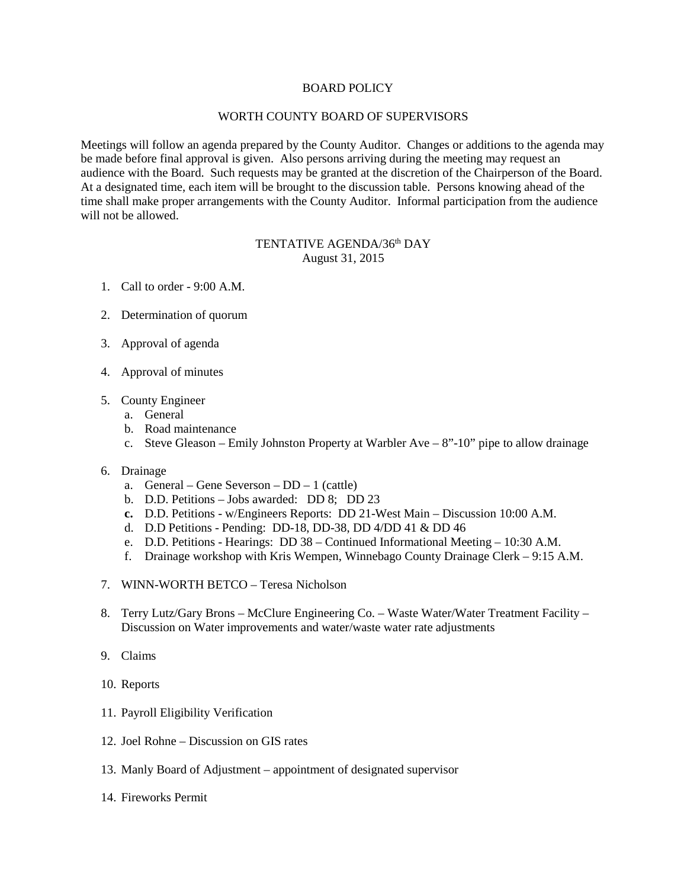# BOARD POLICY

## WORTH COUNTY BOARD OF SUPERVISORS

Meetings will follow an agenda prepared by the County Auditor. Changes or additions to the agenda may be made before final approval is given. Also persons arriving during the meeting may request an audience with the Board. Such requests may be granted at the discretion of the Chairperson of the Board. At a designated time, each item will be brought to the discussion table. Persons knowing ahead of the time shall make proper arrangements with the County Auditor. Informal participation from the audience will not be allowed.

## TENTATIVE AGENDA/36th DAY
August 31, 2015

1. Call to order - 9:00 A.M.

2. Determination of quorum

3. Approval of agenda

4. Approval of minutes

5. County Engineer
   a. General
   b. Road maintenance
   c. Steve Gleason – Emily Johnston Property at Warbler Ave – 8"-10" pipe to allow drainage

6. Drainage
   a. General – Gene Severson – DD – 1 (cattle)
   b. D.D. Petitions – Jobs awarded: DD 8; DD 23
   **c.** D.D. Petitions - w/Engineers Reports: DD 21-West Main – Discussion 10:00 A.M.
   d. D.D Petitions - Pending: DD-18, DD-38, DD 4/DD 41 & DD 46
   e. D.D. Petitions - Hearings: DD 38 – Continued Informational Meeting – 10:30 A.M.
   f. Drainage workshop with Kris Wempen, Winnebago County Drainage Clerk – 9:15 A.M.

7. WINN-WORTH BETCO – Teresa Nicholson

8. Terry Lutz/Gary Brons – McClure Engineering Co. – Waste Water/Water Treatment Facility – Discussion on Water improvements and water/waste water rate adjustments

9. Claims

10. Reports

11. Payroll Eligibility Verification

12. Joel Rohne – Discussion on GIS rates

13. Manly Board of Adjustment – appointment of designated supervisor

14. Fireworks Permit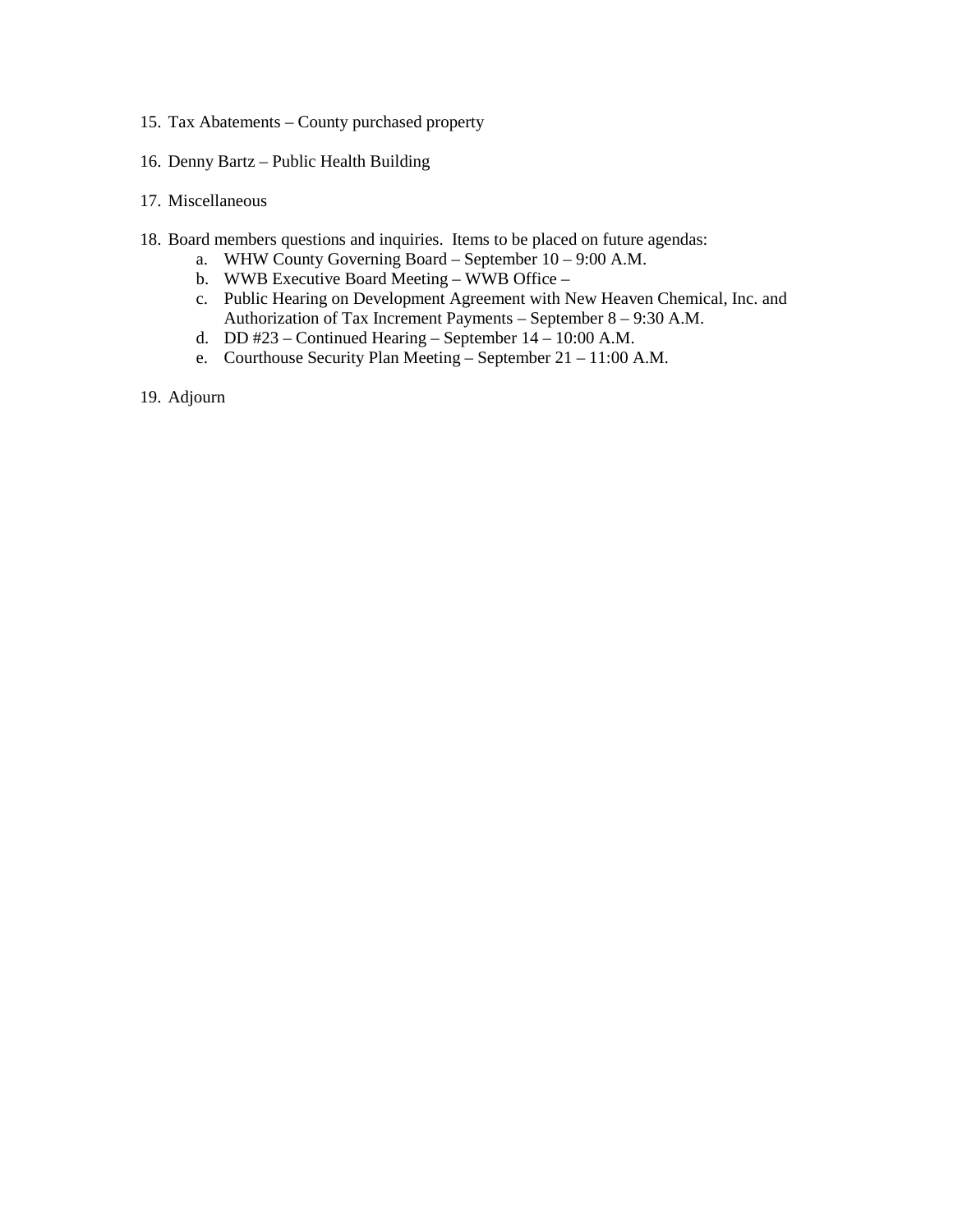15. Tax Abatements – County purchased property

16. Denny Bartz – Public Health Building

17. Miscellaneous

18. Board members questions and inquiries. Items to be placed on future agendas:
    a. WHW County Governing Board – September 10 – 9:00 A.M.
    b. WWB Executive Board Meeting – WWB Office –
    c. Public Hearing on Development Agreement with New Heaven Chemical, Inc. and Authorization of Tax Increment Payments – September 8 – 9:30 A.M.
    d. DD #23 – Continued Hearing – September 14 – 10:00 A.M.
    e. Courthouse Security Plan Meeting – September 21 – 11:00 A.M.

19. Adjourn